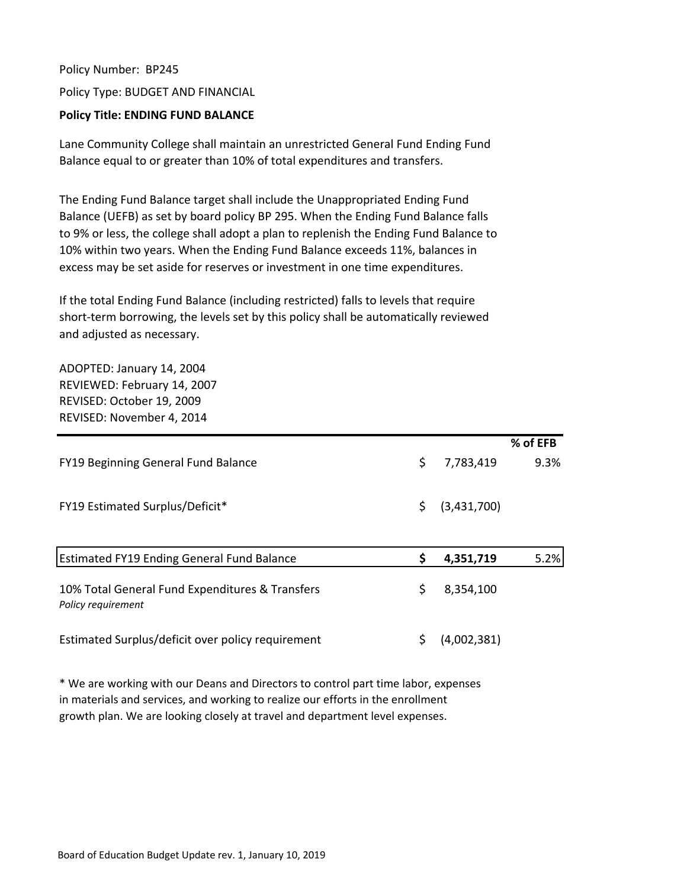Policy Number: BP245

Policy Type: BUDGET AND FINANCIAL

**Policy Title: ENDING FUND BALANCE**

Lane Community College shall maintain an unrestricted General Fund Ending Fund Balance equal to or greater than 10% of total expenditures and transfers.

The Ending Fund Balance target shall include the Unappropriated Ending Fund Balance (UEFB) as set by board policy BP 295. When the Ending Fund Balance falls to 9% or less, the college shall adopt a plan to replenish the Ending Fund Balance to 10% within two years. When the Ending Fund Balance exceeds 11%, balances in excess may be set aside for reserves or investment in one time expenditures.

If the total Ending Fund Balance (including restricted) falls to levels that require short-term borrowing, the levels set by this policy shall be automatically reviewed and adjusted as necessary.

ADOPTED: January 14, 2004
REVIEWED: February 14, 2007
REVISED: October 19, 2009
REVISED: November 4, 2014

| | | | % of EFB |
|---|---|---|---|
| FY19 Beginning General Fund Balance | $ | 7,783,419 | 9.3% |
| FY19 Estimated Surplus/Deficit* | $ | (3,431,700) | |
| **Estimated FY19 Ending General Fund Balance** | **$** | **4,351,719** | 5.2% |
| 10% Total General Fund Expenditures & Transfers<br>*Policy requirement* | $ | 8,354,100 | |
| Estimated Surplus/deficit over policy requirement | $ | (4,002,381) | |

* We are working with our Deans and Directors to control part time labor, expenses in materials and services, and working to realize our efforts in the enrollment growth plan. We are looking closely at travel and department level expenses.

Board of Education Budget Update rev. 1, January 10, 2019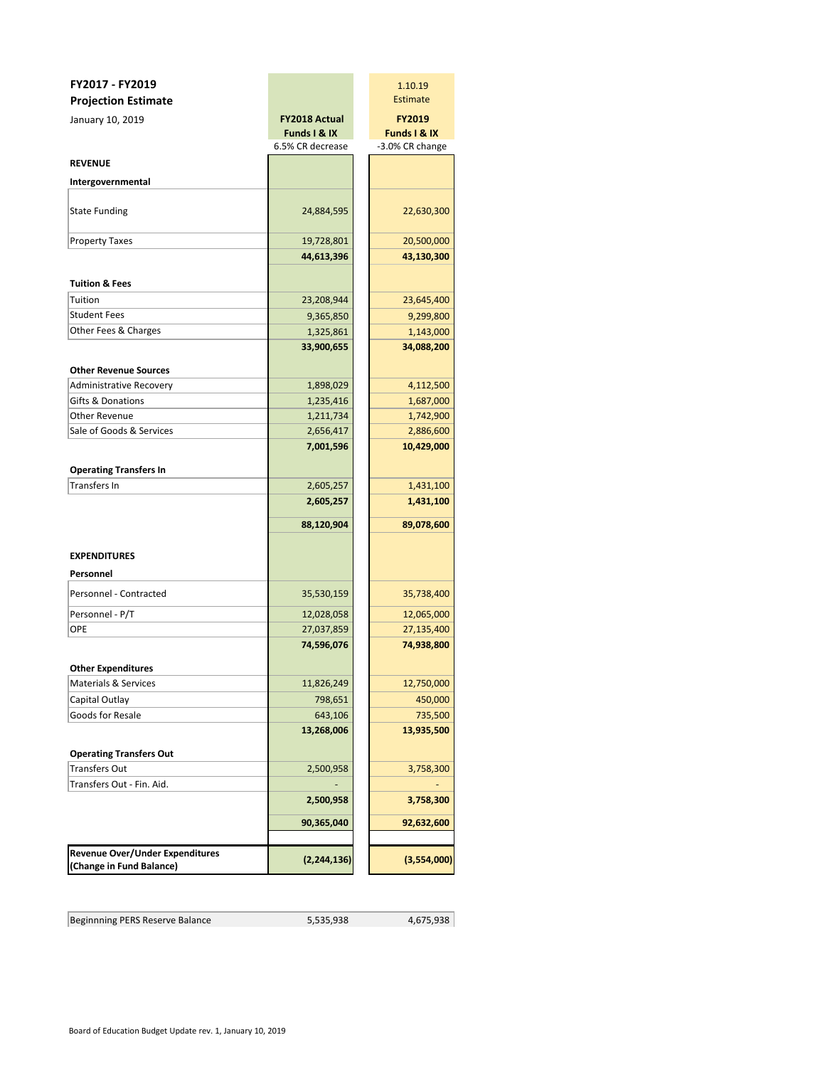## FY2017 - FY2019
## Projection Estimate

January 10, 2019

| | FY2018 Actual Funds I & IX | 1.10.19 Estimate FY2019 Funds I & IX |
|---|---|---|
| | 6.5% CR decrease | -3.0% CR change |
| **REVENUE** | | |
| **Intergovernmental** | | |
| State Funding | 24,884,595 | 22,630,300 |
| Property Taxes | 19,728,801 | 20,500,000 |
| | **44,613,396** | **43,130,300** |
| **Tuition & Fees** | | |
| Tuition | 23,208,944 | 23,645,400 |
| Student Fees | 9,365,850 | 9,299,800 |
| Other Fees & Charges | 1,325,861 | 1,143,000 |
| | **33,900,655** | **34,088,200** |
| **Other Revenue Sources** | | |
| Administrative Recovery | 1,898,029 | 4,112,500 |
| Gifts & Donations | 1,235,416 | 1,687,000 |
| Other Revenue | 1,211,734 | 1,742,900 |
| Sale of Goods & Services | 2,656,417 | 2,886,600 |
| | **7,001,596** | **10,429,000** |
| **Operating Transfers In** | | |
| Transfers In | 2,605,257 | 1,431,100 |
| | **2,605,257** | **1,431,100** |
| | **88,120,904** | **89,078,600** |
| **EXPENDITURES** | | |
| **Personnel** | | |
| Personnel - Contracted | 35,530,159 | 35,738,400 |
| Personnel - P/T | 12,028,058 | 12,065,000 |
| OPE | 27,037,859 | 27,135,400 |
| | **74,596,076** | **74,938,800** |
| **Other Expenditures** | | |
| Materials & Services | 11,826,249 | 12,750,000 |
| Capital Outlay | 798,651 | 450,000 |
| Goods for Resale | 643,106 | 735,500 |
| | **13,268,006** | **13,935,500** |
| **Operating Transfers Out** | | |
| Transfers Out | 2,500,958 | 3,758,300 |
| Transfers Out - Fin. Aid. | - | - |
| | **2,500,958** | **3,758,300** |
| | **90,365,040** | **92,632,600** |
| **Revenue Over/Under Expenditures (Change in Fund Balance)** | **(2,244,136)** | **(3,554,000)** |

| | | |
|---|---|---|
| Beginnning PERS Reserve Balance | 5,535,938 | 4,675,938 |

Board of Education Budget Update rev. 1, January 10, 2019